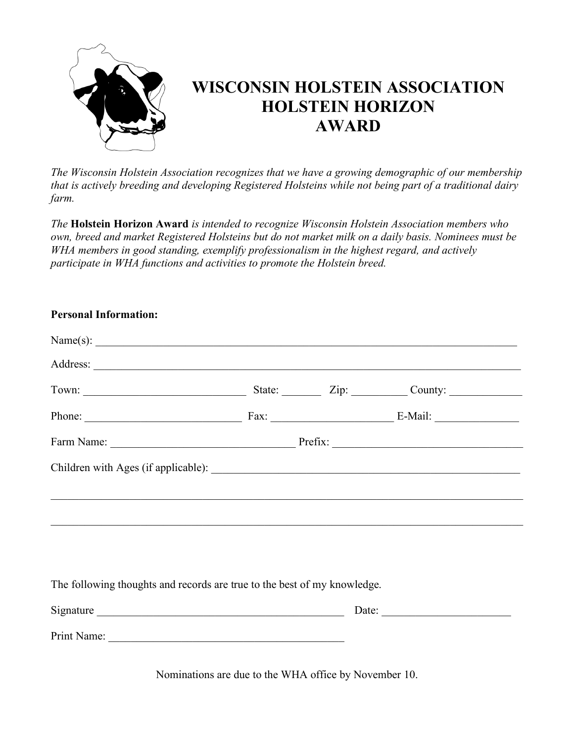# WISCONSIN HOLSTEIN ASSOCIATION
# HOLSTEIN HORIZON
# AWARD

*The Wisconsin Holstein Association recognizes that we have a growing demographic of our membership that is actively breeding and developing Registered Holsteins while not being part of a traditional dairy farm.*

*The* **Holstein Horizon Award** *is intended to recognize Wisconsin Holstein Association members who own, breed and market Registered Holsteins but do not market milk on a daily basis. Nominees must be WHA members in good standing, exemplify professionalism in the highest regard, and actively participate in WHA functions and activities to promote the Holstein breed.*

**Personal Information:**

Name(s): ______________________________________________________________________________

Address: ______________________________________________________________________________

Town: ____________________________ State: _______ Zip: __________ County: _____________

Phone: ___________________________ Fax: _____________________ E-Mail: _______________

Farm Name: _________________________________ Prefix: __________________________________

Children with Ages (if applicable): ________________________________________________________

______________________________________________________________________________________

______________________________________________________________________________________

The following thoughts and records are true to the best of my knowledge.

Signature _____________________________________________ Date: _______________________

Print Name: ___________________________________________

Nominations are due to the WHA office by November 10.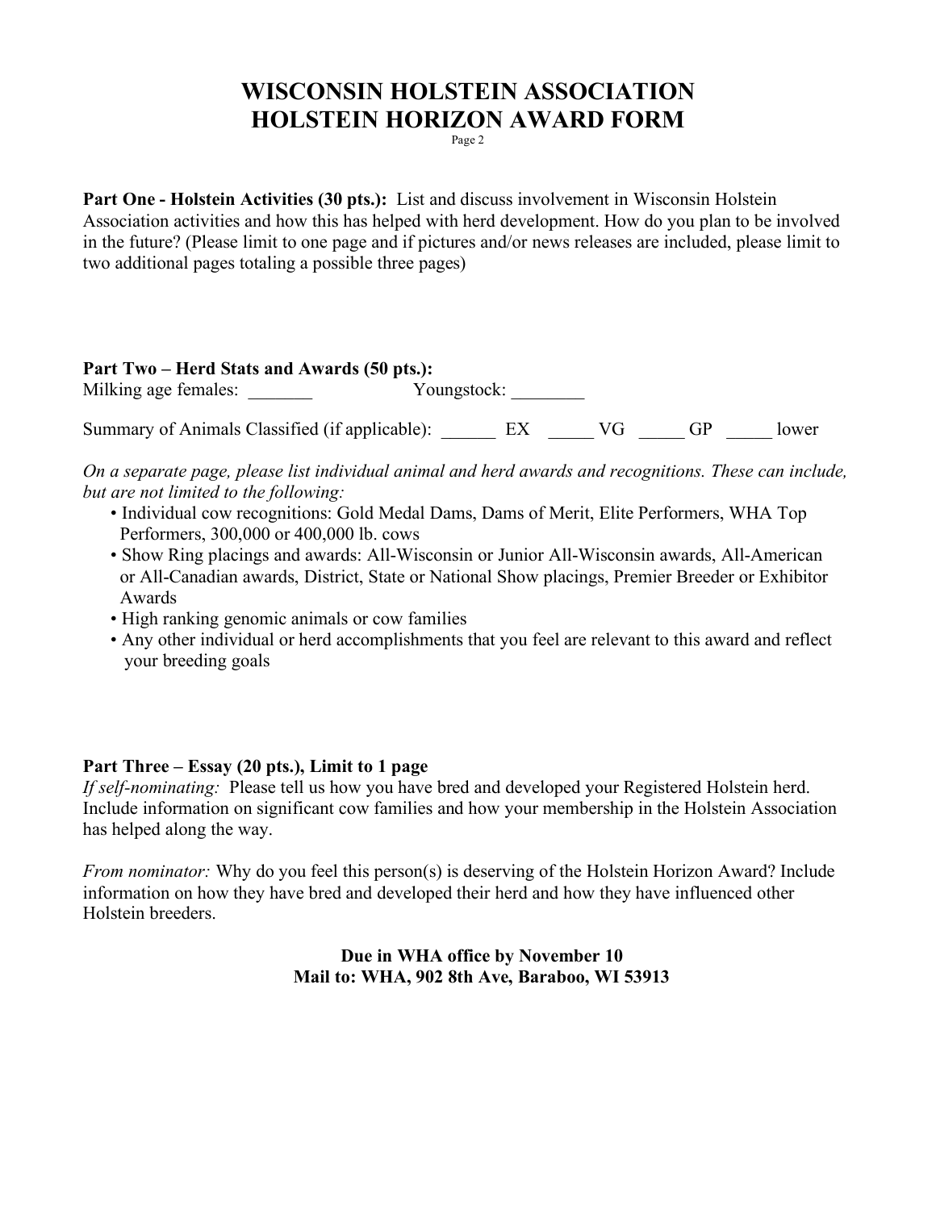# WISCONSIN HOLSTEIN ASSOCIATION
# HOLSTEIN HORIZON AWARD FORM

Page 2

**Part One - Holstein Activities (30 pts.):** List and discuss involvement in Wisconsin Holstein Association activities and how this has helped with herd development. How do you plan to be involved in the future? (Please limit to one page and if pictures and/or news releases are included, please limit to two additional pages totaling a possible three pages)

**Part Two – Herd Stats and Awards (50 pts.):**

Milking age females: _______ Youngstock: ________

Summary of Animals Classified (if applicable): ______ EX _____ VG _____ GP _____ lower

*On a separate page, please list individual animal and herd awards and recognitions. These can include, but are not limited to the following:*

- Individual cow recognitions: Gold Medal Dams, Dams of Merit, Elite Performers, WHA Top Performers, 300,000 or 400,000 lb. cows
- Show Ring placings and awards: All-Wisconsin or Junior All-Wisconsin awards, All-American or All-Canadian awards, District, State or National Show placings, Premier Breeder or Exhibitor Awards
- High ranking genomic animals or cow families
- Any other individual or herd accomplishments that you feel are relevant to this award and reflect your breeding goals

**Part Three – Essay (20 pts.), Limit to 1 page**

*If self-nominating:* Please tell us how you have bred and developed your Registered Holstein herd. Include information on significant cow families and how your membership in the Holstein Association has helped along the way.

*From nominator:* Why do you feel this person(s) is deserving of the Holstein Horizon Award? Include information on how they have bred and developed their herd and how they have influenced other Holstein breeders.

**Due in WHA office by November 10**

**Mail to: WHA, 902 8th Ave, Baraboo, WI 53913**